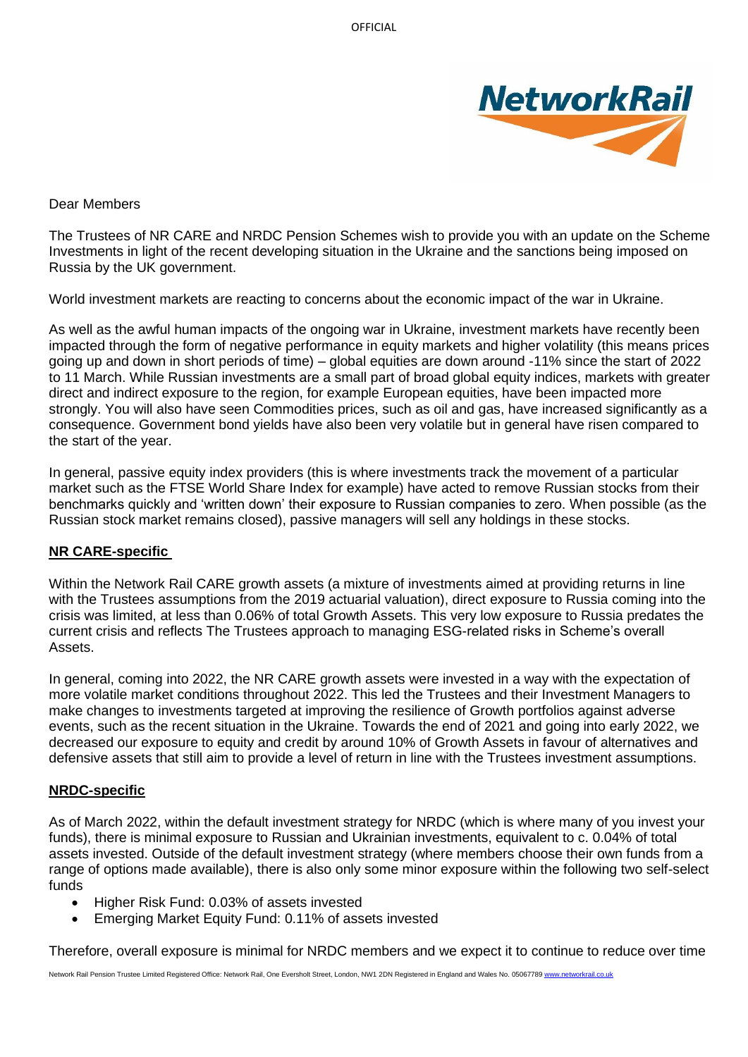Dear Members

The Trustees of NR CARE and NRDC Pension Schemes wish to provide you with an update on the Scheme Investments in light of the recent developing situation in the Ukraine and the sanctions being imposed on Russia by the UK government.

World investment markets are reacting to concerns about the economic impact of the war in Ukraine.

As well as the awful human impacts of the ongoing war in Ukraine, investment markets have recently been impacted through the form of negative performance in equity markets and higher volatility (this means prices going up and down in short periods of time) – global equities are down around -11% since the start of 2022 to 11 March. While Russian investments are a small part of broad global equity indices, markets with greater direct and indirect exposure to the region, for example European equities, have been impacted more strongly. You will also have seen Commodities prices, such as oil and gas, have increased significantly as a consequence. Government bond yields have also been very volatile but in general have risen compared to the start of the year.

In general, passive equity index providers (this is where investments track the movement of a particular market such as the FTSE World Share Index for example) have acted to remove Russian stocks from their benchmarks quickly and 'written down' their exposure to Russian companies to zero. When possible (as the Russian stock market remains closed), passive managers will sell any holdings in these stocks.

**NR CARE-specific**

Within the Network Rail CARE growth assets (a mixture of investments aimed at providing returns in line with the Trustees assumptions from the 2019 actuarial valuation), direct exposure to Russia coming into the crisis was limited, at less than 0.06% of total Growth Assets. This very low exposure to Russia predates the current crisis and reflects The Trustees approach to managing ESG-related risks in Scheme's overall Assets.

In general, coming into 2022, the NR CARE growth assets were invested in a way with the expectation of more volatile market conditions throughout 2022. This led the Trustees and their Investment Managers to make changes to investments targeted at improving the resilience of Growth portfolios against adverse events, such as the recent situation in the Ukraine. Towards the end of 2021 and going into early 2022, we decreased our exposure to equity and credit by around 10% of Growth Assets in favour of alternatives and defensive assets that still aim to provide a level of return in line with the Trustees investment assumptions.

**NRDC-specific**

As of March 2022, within the default investment strategy for NRDC (which is where many of you invest your funds), there is minimal exposure to Russian and Ukrainian investments, equivalent to c. 0.04% of total assets invested. Outside of the default investment strategy (where members choose their own funds from a range of options made available), there is also only some minor exposure within the following two self-select funds

- Higher Risk Fund: 0.03% of assets invested
- Emerging Market Equity Fund: 0.11% of assets invested

Therefore, overall exposure is minimal for NRDC members and we expect it to continue to reduce over time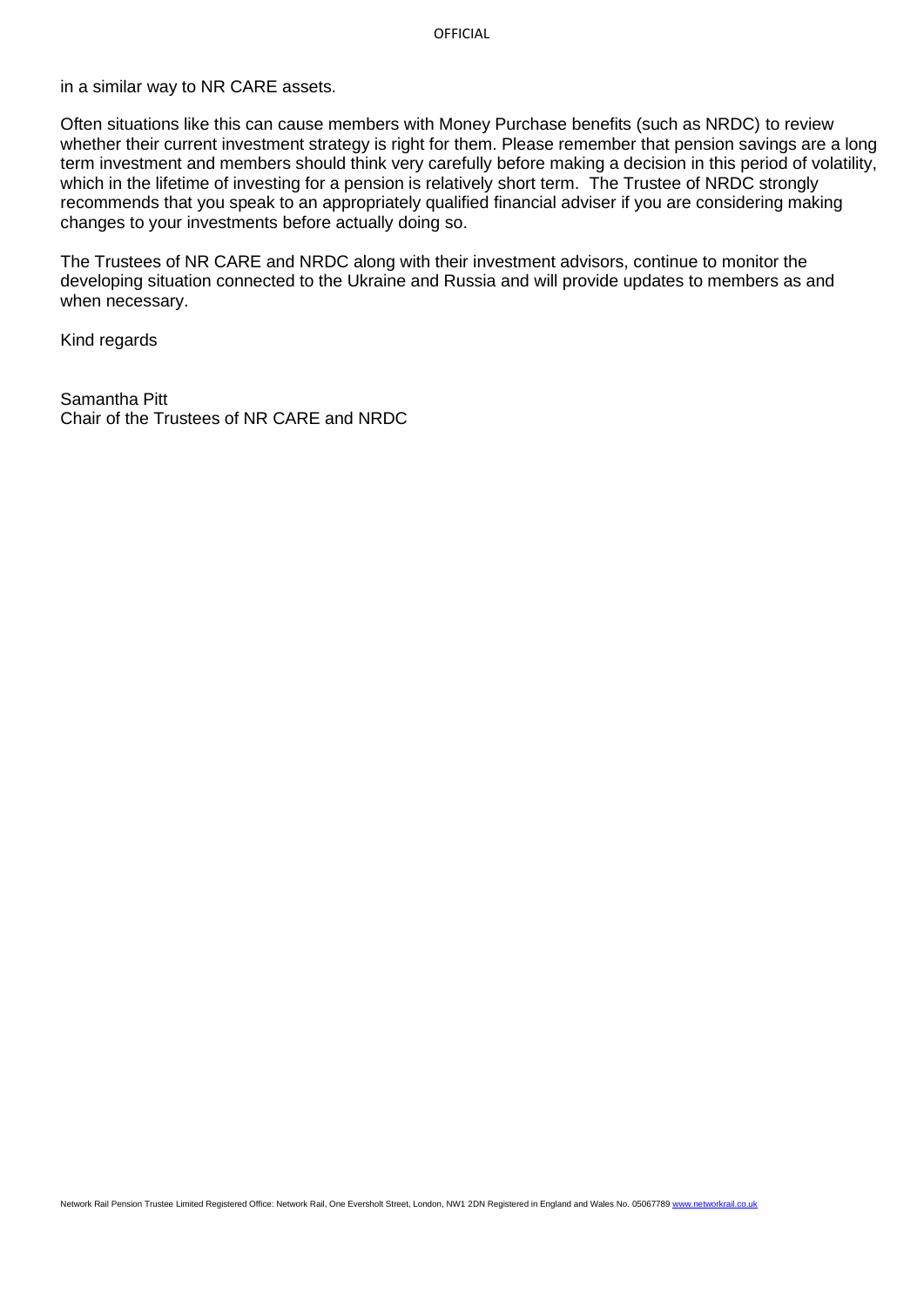in a similar way to NR CARE assets.

Often situations like this can cause members with Money Purchase benefits (such as NRDC) to review whether their current investment strategy is right for them. Please remember that pension savings are a long term investment and members should think very carefully before making a decision in this period of volatility, which in the lifetime of investing for a pension is relatively short term. The Trustee of NRDC strongly recommends that you speak to an appropriately qualified financial adviser if you are considering making changes to your investments before actually doing so.

The Trustees of NR CARE and NRDC along with their investment advisors, continue to monitor the developing situation connected to the Ukraine and Russia and will provide updates to members as and when necessary.

Kind regards

Samantha Pitt
Chair of the Trustees of NR CARE and NRDC